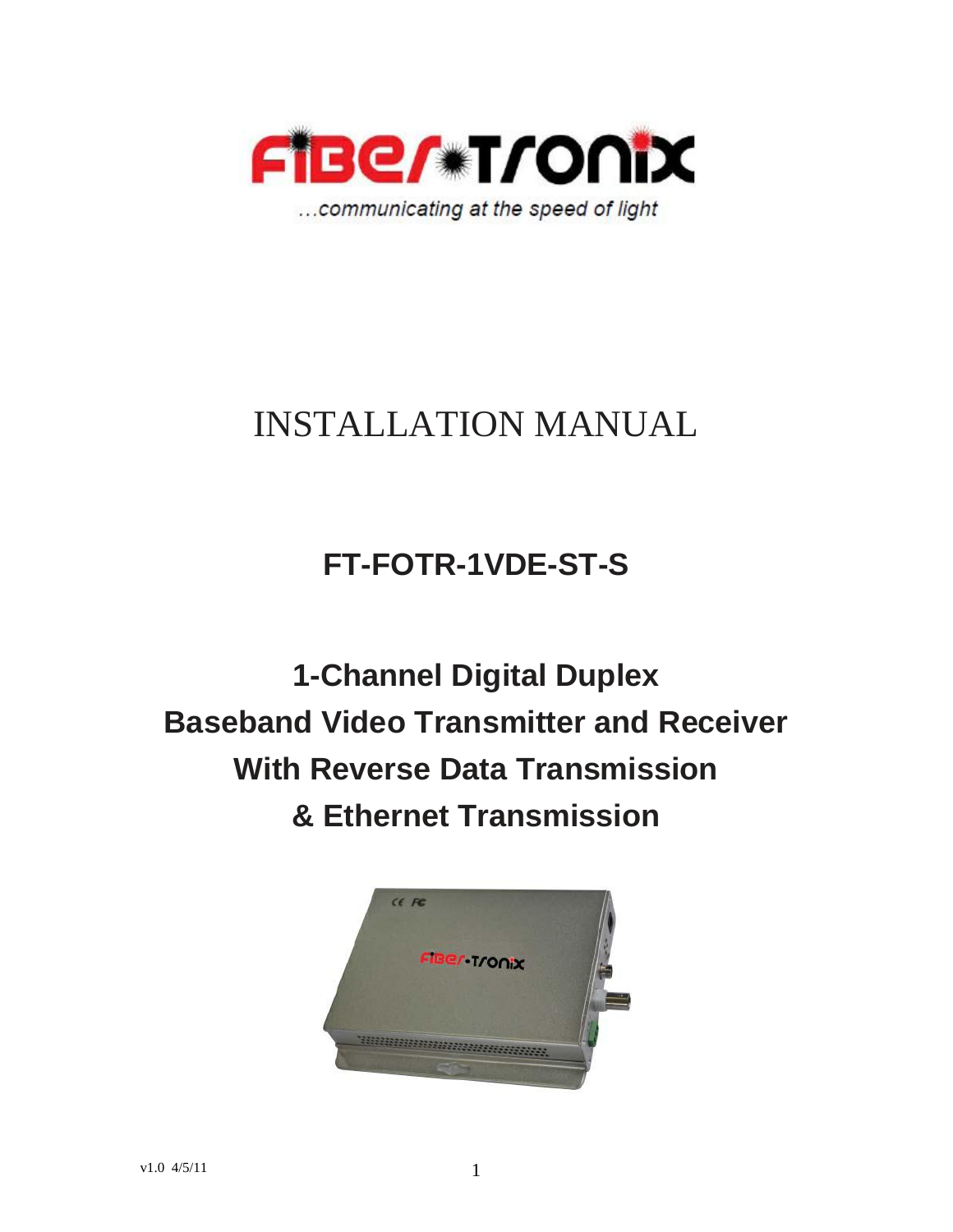FiBer-Tronix

...communicating at the speed of light

# INSTALLATION MANUAL

## FT-FOTR-1VDE-ST-S

## 1-Channel Digital Duplex Baseband Video Transmitter and Receiver With Reverse Data Transmission & Ethernet Transmission

v1.0 4/5/11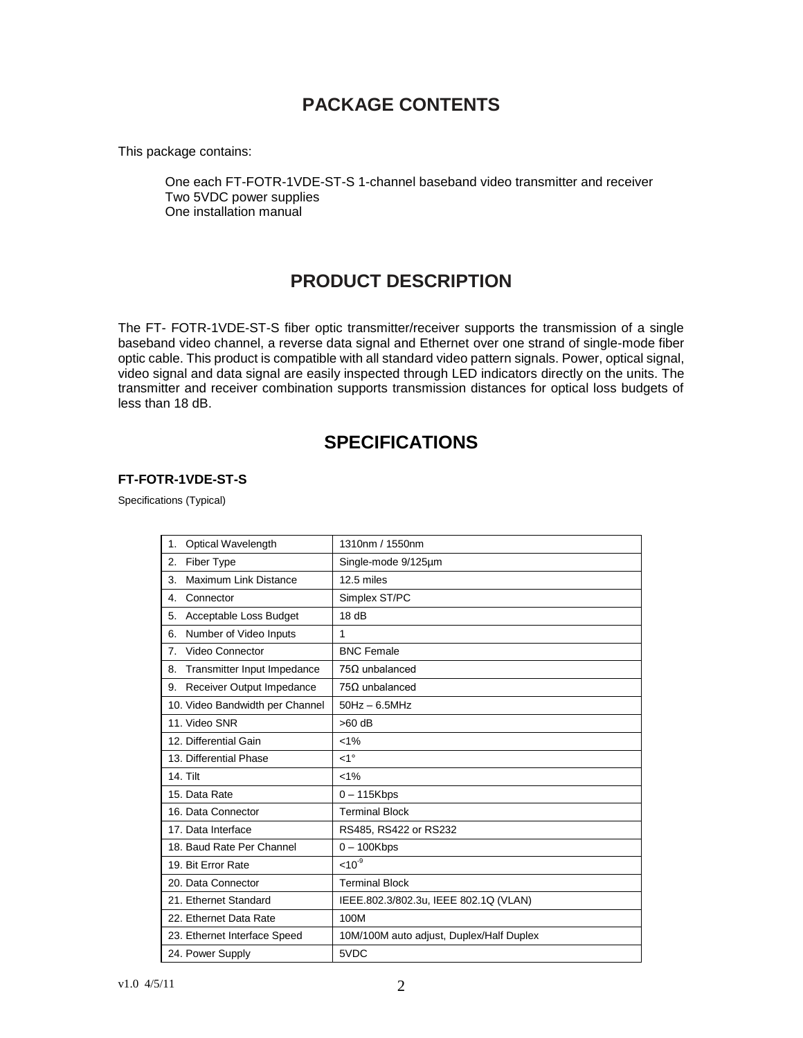## PACKAGE CONTENTS

This package contains:

One each FT-FOTR-1VDE-ST-S 1-channel baseband video transmitter and receiver
Two 5VDC power supplies
One installation manual

## PRODUCT DESCRIPTION

The FT- FOTR-1VDE-ST-S fiber optic transmitter/receiver supports the transmission of a single baseband video channel, a reverse data signal and Ethernet over one strand of single-mode fiber optic cable. This product is compatible with all standard video pattern signals. Power, optical signal, video signal and data signal are easily inspected through LED indicators directly on the units. The transmitter and receiver combination supports transmission distances for optical loss budgets of less than 18 dB.

## SPECIFICATIONS

### FT-FOTR-1VDE-ST-S

Specifications (Typical)

| | |
|---|---|
| 1. Optical Wavelength | 1310nm / 1550nm |
| 2. Fiber Type | Single-mode 9/125µm |
| 3. Maximum Link Distance | 12.5 miles |
| 4. Connector | Simplex ST/PC |
| 5. Acceptable Loss Budget | 18 dB |
| 6. Number of Video Inputs | 1 |
| 7. Video Connector | BNC Female |
| 8. Transmitter Input Impedance | 75Ω unbalanced |
| 9. Receiver Output Impedance | 75Ω unbalanced |
| 10. Video Bandwidth per Channel | 50Hz – 6.5MHz |
| 11. Video SNR | >60 dB |
| 12. Differential Gain | <1% |
| 13. Differential Phase | <1° |
| 14. Tilt | <1% |
| 15. Data Rate | 0 – 115Kbps |
| 16. Data Connector | Terminal Block |
| 17. Data Interface | RS485, RS422 or RS232 |
| 18. Baud Rate Per Channel | 0 – 100Kbps |
| 19. Bit Error Rate | $<10^{-9}$ |
| 20. Data Connector | Terminal Block |
| 21. Ethernet Standard | IEEE.802.3/802.3u, IEEE 802.1Q (VLAN) |
| 22. Ethernet Data Rate | 100M |
| 23. Ethernet Interface Speed | 10M/100M auto adjust, Duplex/Half Duplex |
| 24. Power Supply | 5VDC |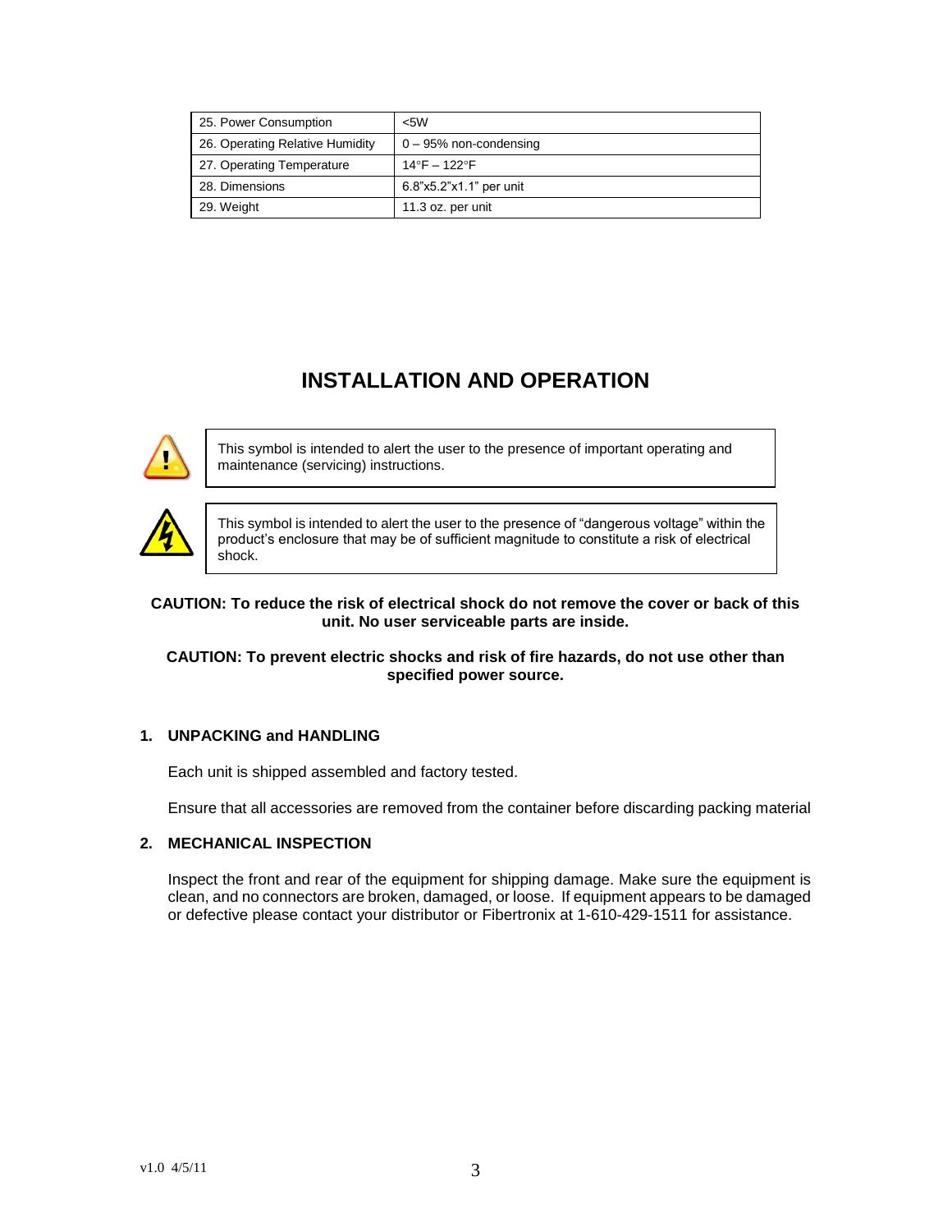| | |
|---|---|
| 25. Power Consumption | <5W |
| 26. Operating Relative Humidity | 0 – 95% non-condensing |
| 27. Operating Temperature | 14°F – 122°F |
| 28. Dimensions | 6.8"x5.2"x1.1" per unit |
| 29. Weight | 11.3 oz. per unit |

# INSTALLATION AND OPERATION

This symbol is intended to alert the user to the presence of important operating and maintenance (servicing) instructions.

This symbol is intended to alert the user to the presence of "dangerous voltage" within the product's enclosure that may be of sufficient magnitude to constitute a risk of electrical shock.

**CAUTION: To reduce the risk of electrical shock do not remove the cover or back of this unit. No user serviceable parts are inside.**

**CAUTION: To prevent electric shocks and risk of fire hazards, do not use other than specified power source.**

## 1. UNPACKING and HANDLING

Each unit is shipped assembled and factory tested.

Ensure that all accessories are removed from the container before discarding packing material

## 2. MECHANICAL INSPECTION

Inspect the front and rear of the equipment for shipping damage. Make sure the equipment is clean, and no connectors are broken, damaged, or loose. If equipment appears to be damaged or defective please contact your distributor or Fibertronix at 1-610-429-1511 for assistance.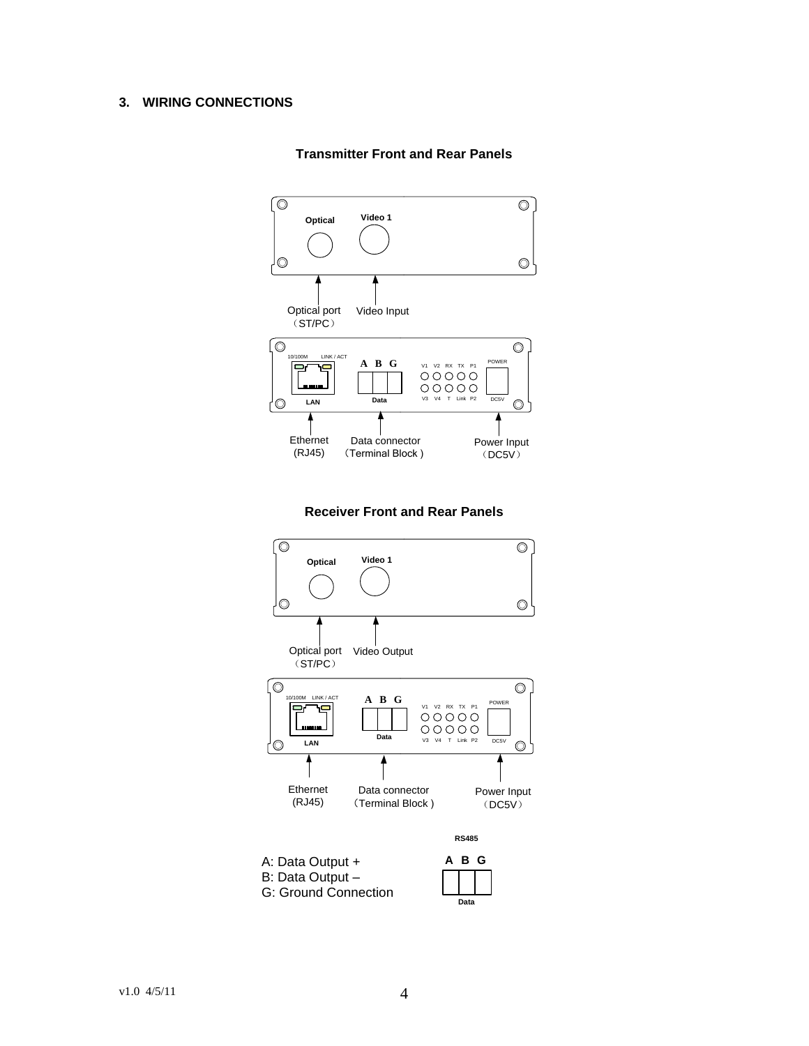## 3. WIRING CONNECTIONS

**Transmitter Front and Rear Panels**

Optical | Video 1

Optical port (ST/PC) | Video Input

10/100M | LINK / ACT | A B G | V1 V2 RX TX P1 | V3 V4 T Link P2 | POWER | DC5V

LAN | Data

Ethernet (RJ45) | Data connector (Terminal Block) | Power Input (DC5V)

**Receiver Front and Rear Panels**

Optical | Video 1

Optical port (ST/PC) | Video Output

10/100M | LINK / ACT | A B G | V1 V2 RX TX P1 | V3 V4 T Link P2 | POWER | DC5V

LAN | Data

Ethernet (RJ45) | Data connector (Terminal Block) | Power Input (DC5V)

RS485

A: Data Output +
B: Data Output –
G: Ground Connection

A B G

Data

v1.0 4/5/11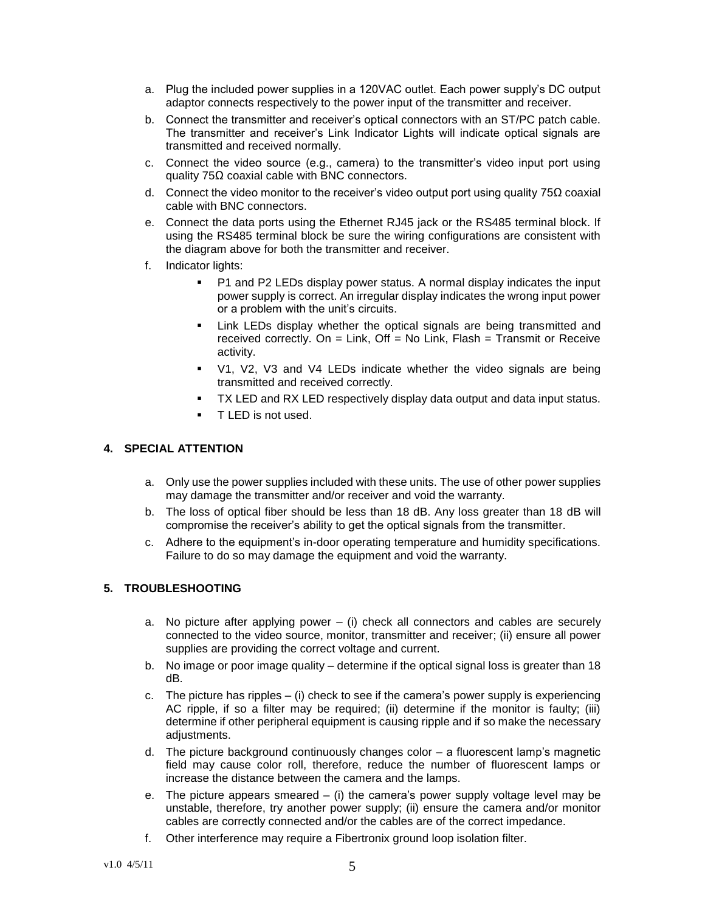a. Plug the included power supplies in a 120VAC outlet. Each power supply's DC output adaptor connects respectively to the power input of the transmitter and receiver.
b. Connect the transmitter and receiver's optical connectors with an ST/PC patch cable. The transmitter and receiver's Link Indicator Lights will indicate optical signals are transmitted and received normally.
c. Connect the video source (e.g., camera) to the transmitter's video input port using quality 75Ω coaxial cable with BNC connectors.
d. Connect the video monitor to the receiver's video output port using quality 75Ω coaxial cable with BNC connectors.
e. Connect the data ports using the Ethernet RJ45 jack or the RS485 terminal block. If using the RS485 terminal block be sure the wiring configurations are consistent with the diagram above for both the transmitter and receiver.
f. Indicator lights:
    - P1 and P2 LEDs display power status. A normal display indicates the input power supply is correct. An irregular display indicates the wrong input power or a problem with the unit's circuits.
    - Link LEDs display whether the optical signals are being transmitted and received correctly. On = Link, Off = No Link, Flash = Transmit or Receive activity.
    - V1, V2, V3 and V4 LEDs indicate whether the video signals are being transmitted and received correctly.
    - TX LED and RX LED respectively display data output and data input status.
    - T LED is not used.

## 4. SPECIAL ATTENTION

a. Only use the power supplies included with these units. The use of other power supplies may damage the transmitter and/or receiver and void the warranty.
b. The loss of optical fiber should be less than 18 dB. Any loss greater than 18 dB will compromise the receiver's ability to get the optical signals from the transmitter.
c. Adhere to the equipment's in-door operating temperature and humidity specifications. Failure to do so may damage the equipment and void the warranty.

## 5. TROUBLESHOOTING

a. No picture after applying power – (i) check all connectors and cables are securely connected to the video source, monitor, transmitter and receiver; (ii) ensure all power supplies are providing the correct voltage and current.
b. No image or poor image quality – determine if the optical signal loss is greater than 18 dB.
c. The picture has ripples – (i) check to see if the camera's power supply is experiencing AC ripple, if so a filter may be required; (ii) determine if the monitor is faulty; (iii) determine if other peripheral equipment is causing ripple and if so make the necessary adjustments.
d. The picture background continuously changes color – a fluorescent lamp's magnetic field may cause color roll, therefore, reduce the number of fluorescent lamps or increase the distance between the camera and the lamps.
e. The picture appears smeared – (i) the camera's power supply voltage level may be unstable, therefore, try another power supply; (ii) ensure the camera and/or monitor cables are correctly connected and/or the cables are of the correct impedance.
f. Other interference may require a Fibertronix ground loop isolation filter.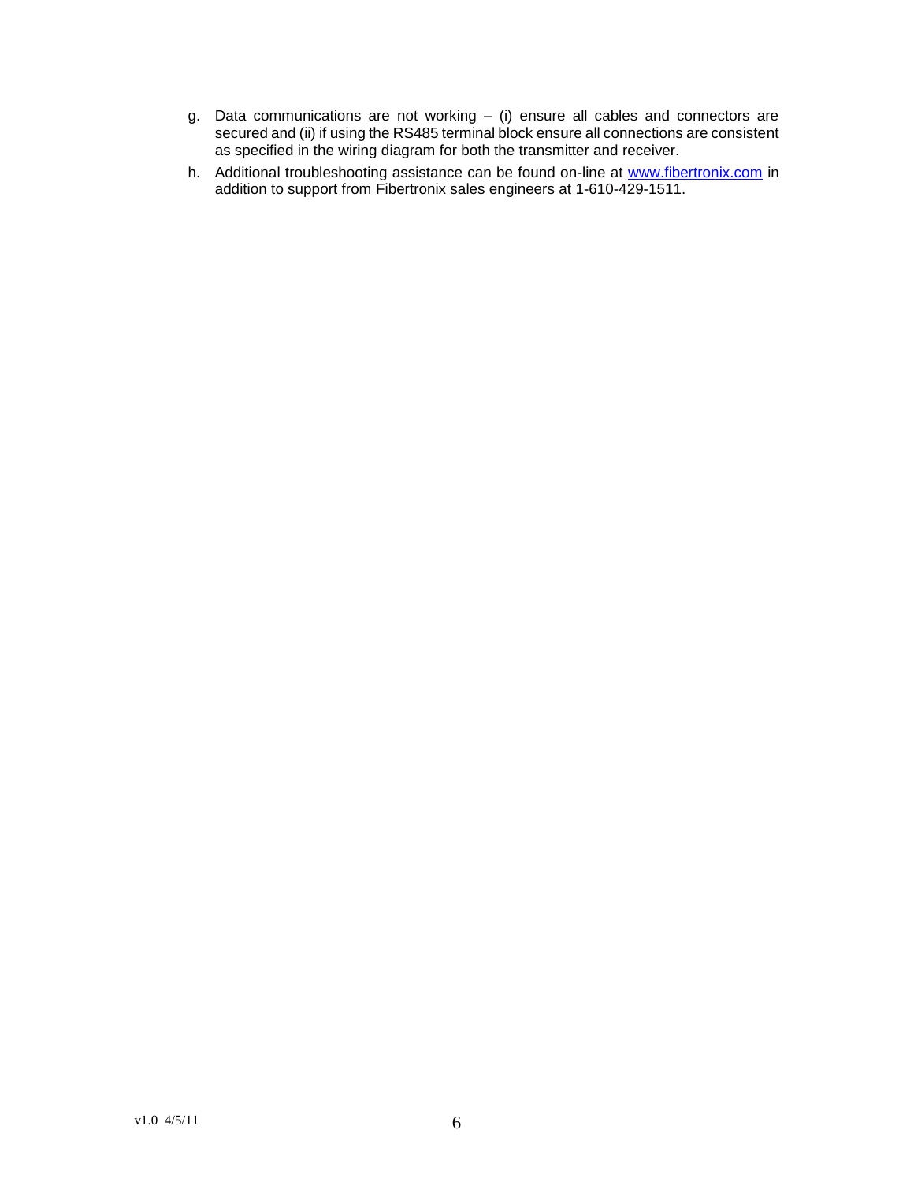g. Data communications are not working – (i) ensure all cables and connectors are secured and (ii) if using the RS485 terminal block ensure all connections are consistent as specified in the wiring diagram for both the transmitter and receiver.

h. Additional troubleshooting assistance can be found on-line at www.fibertronix.com in addition to support from Fibertronix sales engineers at 1-610-429-1511.